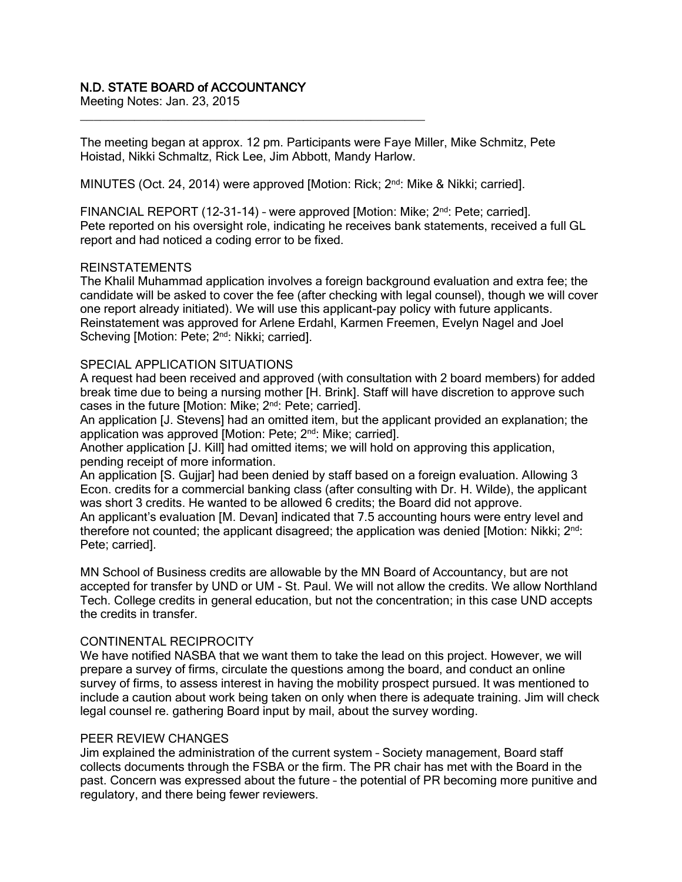# N.D. STATE BOARD of ACCOUNTANCY

Meeting Notes: Jan. 23, 2015

---

The meeting began at approx. 12 pm. Participants were Faye Miller, Mike Schmitz, Pete Hoistad, Nikki Schmaltz, Rick Lee, Jim Abbott, Mandy Harlow.

MINUTES (Oct. 24, 2014) were approved [Motion: Rick; 2nd: Mike & Nikki; carried].

FINANCIAL REPORT (12-31-14) – were approved [Motion: Mike; 2nd: Pete; carried]. Pete reported on his oversight role, indicating he receives bank statements, received a full GL report and had noticed a coding error to be fixed.

## REINSTATEMENTS

The Khalil Muhammad application involves a foreign background evaluation and extra fee; the candidate will be asked to cover the fee (after checking with legal counsel), though we will cover one report already initiated). We will use this applicant-pay policy with future applicants. Reinstatement was approved for Arlene Erdahl, Karmen Freemen, Evelyn Nagel and Joel Scheving [Motion: Pete; 2nd: Nikki; carried].

## SPECIAL APPLICATION SITUATIONS

A request had been received and approved (with consultation with 2 board members) for added break time due to being a nursing mother [H. Brink]. Staff will have discretion to approve such cases in the future [Motion: Mike; 2nd: Pete; carried].

An application [J. Stevens] had an omitted item, but the applicant provided an explanation; the application was approved [Motion: Pete; 2nd: Mike; carried].

Another application [J. Kill] had omitted items; we will hold on approving this application, pending receipt of more information.

An application [S. Gujjar] had been denied by staff based on a foreign evaluation. Allowing 3 Econ. credits for a commercial banking class (after consulting with Dr. H. Wilde), the applicant was short 3 credits. He wanted to be allowed 6 credits; the Board did not approve.

An applicant's evaluation [M. Devan] indicated that 7.5 accounting hours were entry level and therefore not counted; the applicant disagreed; the application was denied [Motion: Nikki; 2nd: Pete; carried].

MN School of Business credits are allowable by the MN Board of Accountancy, but are not accepted for transfer by UND or UM - St. Paul. We will not allow the credits. We allow Northland Tech. College credits in general education, but not the concentration; in this case UND accepts the credits in transfer.

## CONTINENTAL RECIPROCITY

We have notified NASBA that we want them to take the lead on this project. However, we will prepare a survey of firms, circulate the questions among the board, and conduct an online survey of firms, to assess interest in having the mobility prospect pursued. It was mentioned to include a caution about work being taken on only when there is adequate training. Jim will check legal counsel re. gathering Board input by mail, about the survey wording.

## PEER REVIEW CHANGES

Jim explained the administration of the current system – Society management, Board staff collects documents through the FSBA or the firm. The PR chair has met with the Board in the past. Concern was expressed about the future – the potential of PR becoming more punitive and regulatory, and there being fewer reviewers.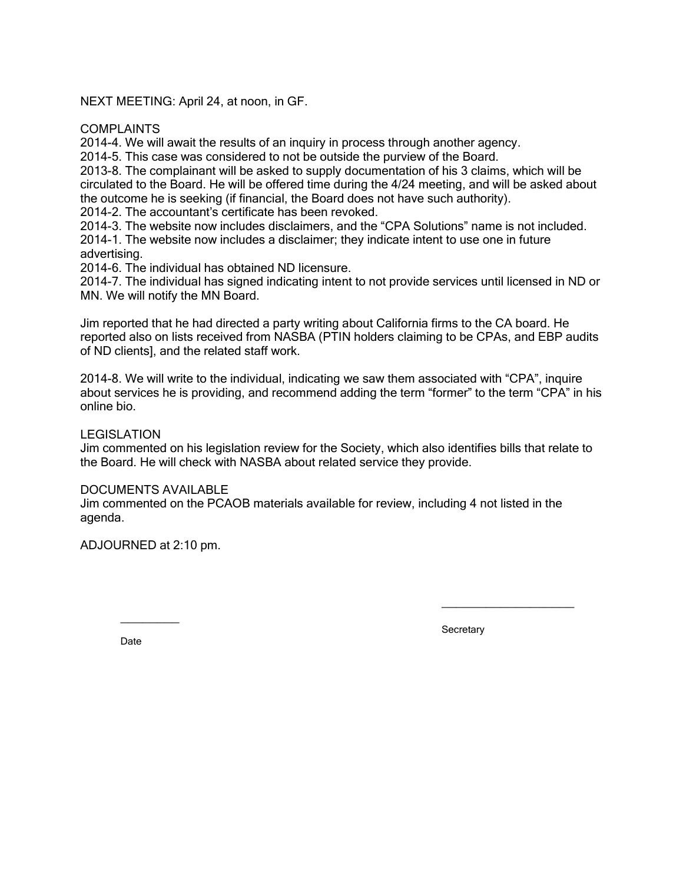NEXT MEETING: April 24, at noon, in GF.

COMPLAINTS

2014-4. We will await the results of an inquiry in process through another agency.

2014-5. This case was considered to not be outside the purview of the Board.

2013-8. The complainant will be asked to supply documentation of his 3 claims, which will be circulated to the Board. He will be offered time during the 4/24 meeting, and will be asked about the outcome he is seeking (if financial, the Board does not have such authority).

2014-2. The accountant's certificate has been revoked.

2014-3. The website now includes disclaimers, and the "CPA Solutions" name is not included.

2014-1. The website now includes a disclaimer; they indicate intent to use one in future advertising.

2014-6. The individual has obtained ND licensure.

2014-7. The individual has signed indicating intent to not provide services until licensed in ND or MN. We will notify the MN Board.

Jim reported that he had directed a party writing about California firms to the CA board. He reported also on lists received from NASBA (PTIN holders claiming to be CPAs, and EBP audits of ND clients], and the related staff work.

2014-8. We will write to the individual, indicating we saw them associated with "CPA", inquire about services he is providing, and recommend adding the term "former" to the term "CPA" in his online bio.

LEGISLATION

Jim commented on his legislation review for the Society, which also identifies bills that relate to the Board. He will check with NASBA about related service they provide.

DOCUMENTS AVAILABLE

Jim commented on the PCAOB materials available for review, including 4 not listed in the agenda.

ADJOURNED at 2:10 pm.

\_\_\_\_\_\_\_\_\_\_ Date

\_\_\_\_\_\_\_\_\_\_\_\_\_\_\_\_\_\_\_\_\_\_ Secretary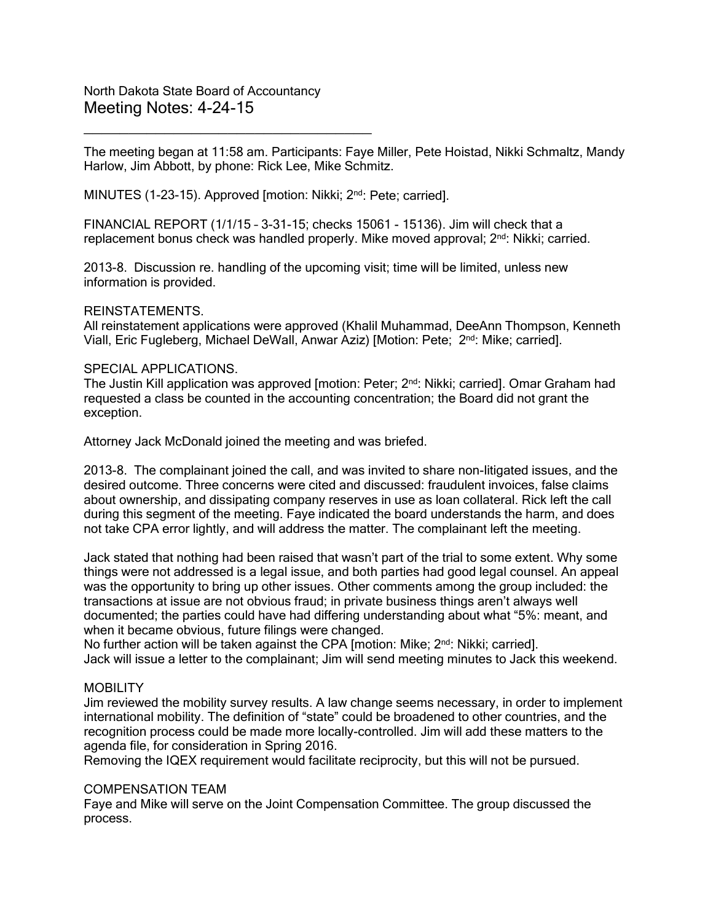North Dakota State Board of Accountancy

# Meeting Notes: 4-24-15

---

The meeting began at 11:58 am. Participants: Faye Miller, Pete Hoistad, Nikki Schmaltz, Mandy Harlow, Jim Abbott, by phone: Rick Lee, Mike Schmitz.

MINUTES (1-23-15). Approved [motion: Nikki; 2nd: Pete; carried].

FINANCIAL REPORT (1/1/15 – 3-31-15; checks 15061 - 15136). Jim will check that a replacement bonus check was handled properly. Mike moved approval; 2nd: Nikki; carried.

2013-8. Discussion re. handling of the upcoming visit; time will be limited, unless new information is provided.

REINSTATEMENTS.
All reinstatement applications were approved (Khalil Muhammad, DeeAnn Thompson, Kenneth Viall, Eric Fugleberg, Michael DeWall, Anwar Aziz) [Motion: Pete; 2nd: Mike; carried].

SPECIAL APPLICATIONS.
The Justin Kill application was approved [motion: Peter; 2nd: Nikki; carried]. Omar Graham had requested a class be counted in the accounting concentration; the Board did not grant the exception.

Attorney Jack McDonald joined the meeting and was briefed.

2013-8. The complainant joined the call, and was invited to share non-litigated issues, and the desired outcome. Three concerns were cited and discussed: fraudulent invoices, false claims about ownership, and dissipating company reserves in use as loan collateral. Rick left the call during this segment of the meeting. Faye indicated the board understands the harm, and does not take CPA error lightly, and will address the matter. The complainant left the meeting.

Jack stated that nothing had been raised that wasn't part of the trial to some extent. Why some things were not addressed is a legal issue, and both parties had good legal counsel. An appeal was the opportunity to bring up other issues. Other comments among the group included: the transactions at issue are not obvious fraud; in private business things aren't always well documented; the parties could have had differing understanding about what "5%: meant, and when it became obvious, future filings were changed.
No further action will be taken against the CPA [motion: Mike; 2nd: Nikki; carried].
Jack will issue a letter to the complainant; Jim will send meeting minutes to Jack this weekend.

MOBILITY
Jim reviewed the mobility survey results. A law change seems necessary, in order to implement international mobility. The definition of "state" could be broadened to other countries, and the recognition process could be made more locally-controlled. Jim will add these matters to the agenda file, for consideration in Spring 2016.
Removing the IQEX requirement would facilitate reciprocity, but this will not be pursued.

COMPENSATION TEAM
Faye and Mike will serve on the Joint Compensation Committee. The group discussed the process.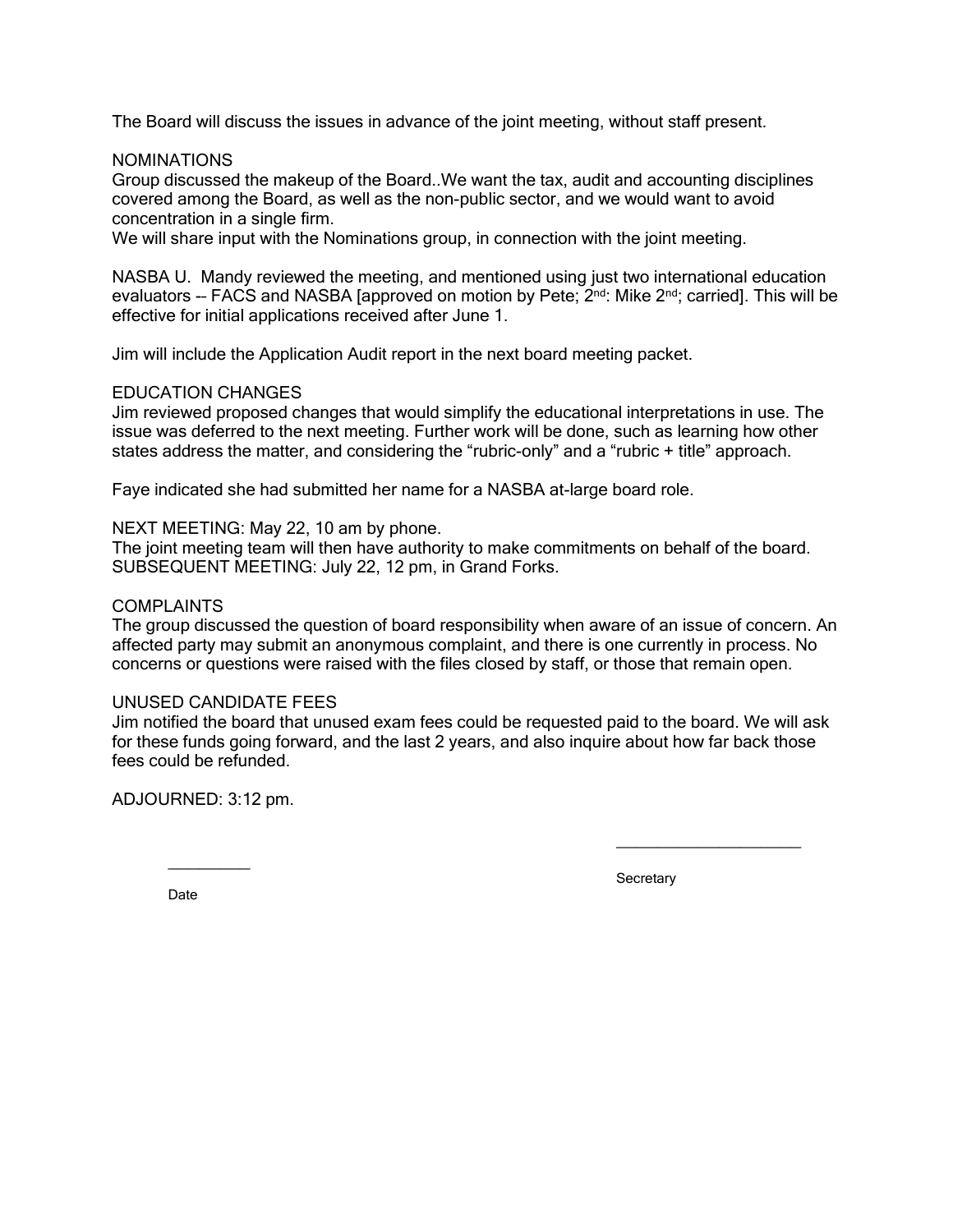The Board will discuss the issues in advance of the joint meeting, without staff present.

NOMINATIONS
Group discussed the makeup of the Board..We want the tax, audit and accounting disciplines covered among the Board, as well as the non-public sector, and we would want to avoid concentration in a single firm.
We will share input with the Nominations group, in connection with the joint meeting.

NASBA U. Mandy reviewed the meeting, and mentioned using just two international education evaluators -- FACS and NASBA [approved on motion by Pete; 2nd: Mike 2nd; carried]. This will be effective for initial applications received after June 1.

Jim will include the Application Audit report in the next board meeting packet.

EDUCATION CHANGES
Jim reviewed proposed changes that would simplify the educational interpretations in use. The issue was deferred to the next meeting. Further work will be done, such as learning how other states address the matter, and considering the "rubric-only" and a "rubric + title" approach.

Faye indicated she had submitted her name for a NASBA at-large board role.

NEXT MEETING: May 22, 10 am by phone.
The joint meeting team will then have authority to make commitments on behalf of the board.
SUBSEQUENT MEETING: July 22, 12 pm, in Grand Forks.

COMPLAINTS
The group discussed the question of board responsibility when aware of an issue of concern. An affected party may submit an anonymous complaint, and there is one currently in process. No concerns or questions were raised with the files closed by staff, or those that remain open.

UNUSED CANDIDATE FEES
Jim notified the board that unused exam fees could be requested paid to the board. We will ask for these funds going forward, and the last 2 years, and also inquire about how far back those fees could be refunded.

ADJOURNED: 3:12 pm.

\_\_\_\_\_\_\_\_\_\_ Date

\_\_\_\_\_\_\_\_\_\_\_\_\_\_\_\_\_\_\_\_\_\_ Secretary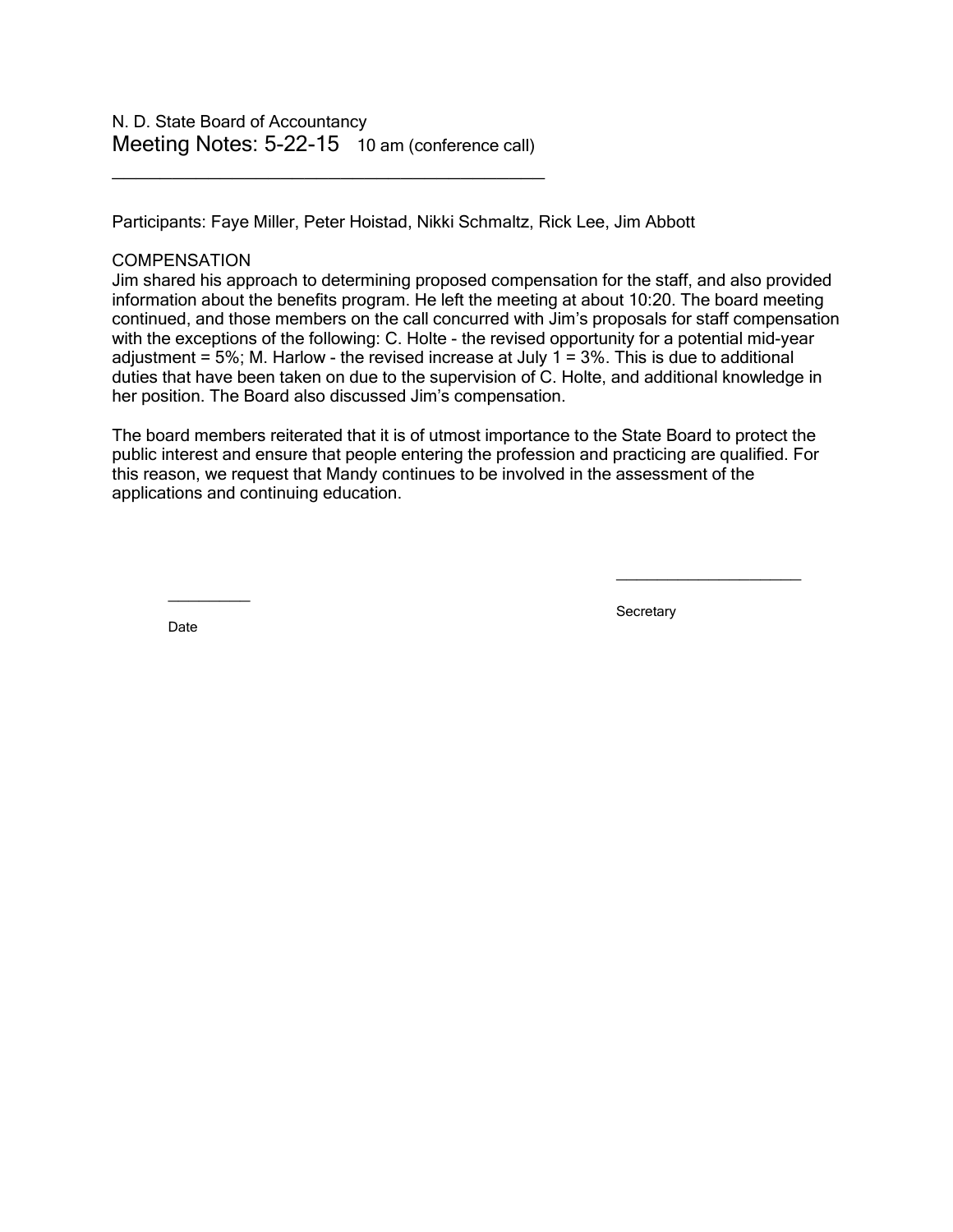N. D. State Board of Accountancy

# Meeting Notes: 5-22-15 10 am (conference call)

---

Participants: Faye Miller, Peter Hoistad, Nikki Schmaltz, Rick Lee, Jim Abbott

COMPENSATION

Jim shared his approach to determining proposed compensation for the staff, and also provided information about the benefits program. He left the meeting at about 10:20. The board meeting continued, and those members on the call concurred with Jim's proposals for staff compensation with the exceptions of the following: C. Holte - the revised opportunity for a potential mid-year adjustment = 5%; M. Harlow - the revised increase at July 1 = 3%. This is due to additional duties that have been taken on due to the supervision of C. Holte, and additional knowledge in her position. The Board also discussed Jim's compensation.

The board members reiterated that it is of utmost importance to the State Board to protect the public interest and ensure that people entering the profession and practicing are qualified. For this reason, we request that Mandy continues to be involved in the assessment of the applications and continuing education.

\_\_\_\_\_\_\_\_\_\_
Date

\_\_\_\_\_\_\_\_\_\_\_\_\_\_\_\_\_\_\_\_
Secretary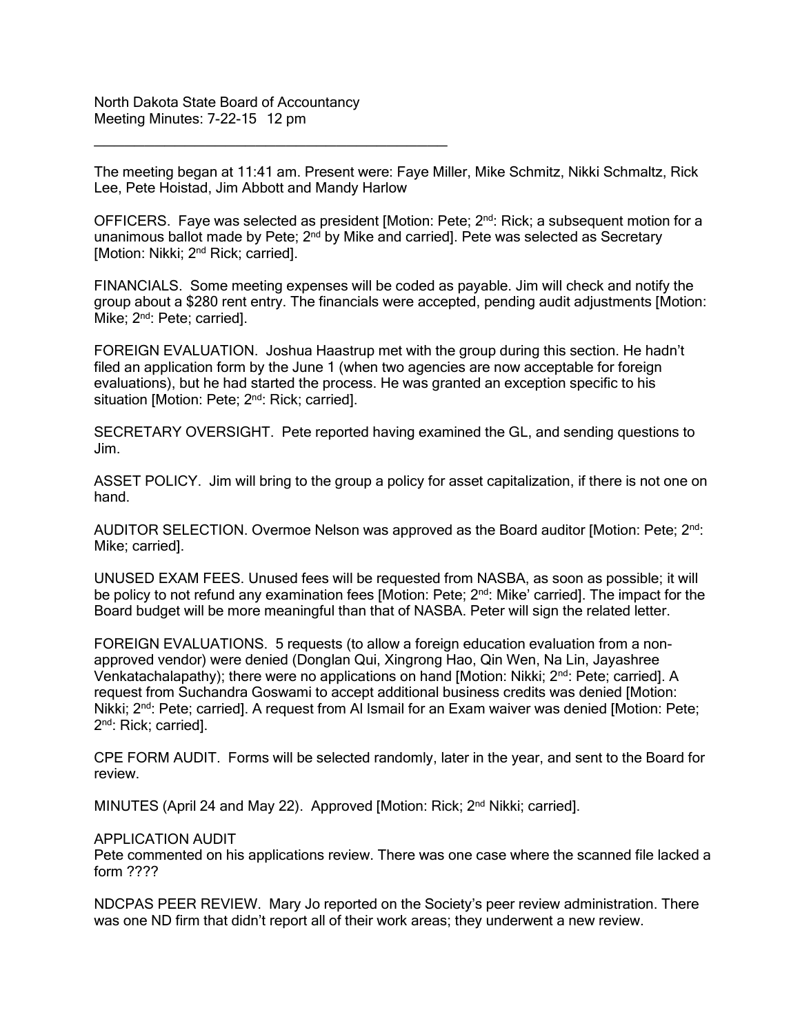North Dakota State Board of Accountancy
Meeting Minutes: 7-22-15 12 pm

---

The meeting began at 11:41 am. Present were: Faye Miller, Mike Schmitz, Nikki Schmaltz, Rick Lee, Pete Hoistad, Jim Abbott and Mandy Harlow

OFFICERS. Faye was selected as president [Motion: Pete; 2nd: Rick; a subsequent motion for a unanimous ballot made by Pete; 2nd by Mike and carried]. Pete was selected as Secretary [Motion: Nikki; 2nd Rick; carried].

FINANCIALS. Some meeting expenses will be coded as payable. Jim will check and notify the group about a $280 rent entry. The financials were accepted, pending audit adjustments [Motion: Mike; 2nd: Pete; carried].

FOREIGN EVALUATION. Joshua Haastrup met with the group during this section. He hadn't filed an application form by the June 1 (when two agencies are now acceptable for foreign evaluations), but he had started the process. He was granted an exception specific to his situation [Motion: Pete; 2nd: Rick; carried].

SECRETARY OVERSIGHT. Pete reported having examined the GL, and sending questions to Jim.

ASSET POLICY. Jim will bring to the group a policy for asset capitalization, if there is not one on hand.

AUDITOR SELECTION. Overmoe Nelson was approved as the Board auditor [Motion: Pete; 2nd: Mike; carried].

UNUSED EXAM FEES. Unused fees will be requested from NASBA, as soon as possible; it will be policy to not refund any examination fees [Motion: Pete; 2nd: Mike' carried]. The impact for the Board budget will be more meaningful than that of NASBA. Peter will sign the related letter.

FOREIGN EVALUATIONS. 5 requests (to allow a foreign education evaluation from a non-approved vendor) were denied (Donglan Qui, Xingrong Hao, Qin Wen, Na Lin, Jayashree Venkatachalapathy); there were no applications on hand [Motion: Nikki; 2nd: Pete; carried]. A request from Suchandra Goswami to accept additional business credits was denied [Motion: Nikki; 2nd: Pete; carried]. A request from Al Ismail for an Exam waiver was denied [Motion: Pete; 2nd: Rick; carried].

CPE FORM AUDIT. Forms will be selected randomly, later in the year, and sent to the Board for review.

MINUTES (April 24 and May 22). Approved [Motion: Rick; 2nd Nikki; carried].

APPLICATION AUDIT
Pete commented on his applications review. There was one case where the scanned file lacked a form ????

NDCPAS PEER REVIEW. Mary Jo reported on the Society's peer review administration. There was one ND firm that didn't report all of their work areas; they underwent a new review.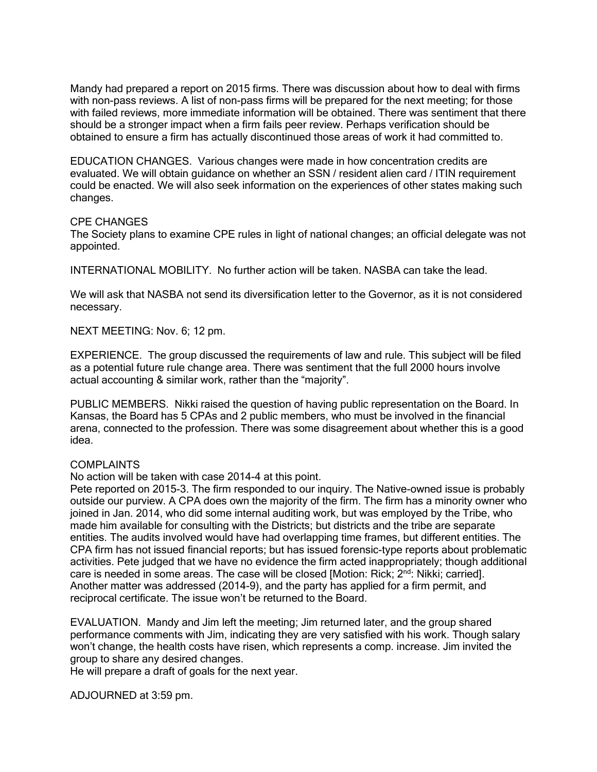Mandy had prepared a report on 2015 firms. There was discussion about how to deal with firms with non-pass reviews. A list of non-pass firms will be prepared for the next meeting; for those with failed reviews, more immediate information will be obtained. There was sentiment that there should be a stronger impact when a firm fails peer review. Perhaps verification should be obtained to ensure a firm has actually discontinued those areas of work it had committed to.

EDUCATION CHANGES. Various changes were made in how concentration credits are evaluated. We will obtain guidance on whether an SSN / resident alien card / ITIN requirement could be enacted. We will also seek information on the experiences of other states making such changes.

CPE CHANGES
The Society plans to examine CPE rules in light of national changes; an official delegate was not appointed.

INTERNATIONAL MOBILITY. No further action will be taken. NASBA can take the lead.

We will ask that NASBA not send its diversification letter to the Governor, as it is not considered necessary.

NEXT MEETING: Nov. 6; 12 pm.

EXPERIENCE. The group discussed the requirements of law and rule. This subject will be filed as a potential future rule change area. There was sentiment that the full 2000 hours involve actual accounting & similar work, rather than the "majority".

PUBLIC MEMBERS. Nikki raised the question of having public representation on the Board. In Kansas, the Board has 5 CPAs and 2 public members, who must be involved in the financial arena, connected to the profession. There was some disagreement about whether this is a good idea.

COMPLAINTS
No action will be taken with case 2014-4 at this point.
Pete reported on 2015-3. The firm responded to our inquiry. The Native-owned issue is probably outside our purview. A CPA does own the majority of the firm. The firm has a minority owner who joined in Jan. 2014, who did some internal auditing work, but was employed by the Tribe, who made him available for consulting with the Districts; but districts and the tribe are separate entities. The audits involved would have had overlapping time frames, but different entities. The CPA firm has not issued financial reports; but has issued forensic-type reports about problematic activities. Pete judged that we have no evidence the firm acted inappropriately; though additional care is needed in some areas. The case will be closed [Motion: Rick; 2nd: Nikki; carried].
Another matter was addressed (2014-9), and the party has applied for a firm permit, and reciprocal certificate. The issue won't be returned to the Board.

EVALUATION. Mandy and Jim left the meeting; Jim returned later, and the group shared performance comments with Jim, indicating they are very satisfied with his work. Though salary won't change, the health costs have risen, which represents a comp. increase. Jim invited the group to share any desired changes.
He will prepare a draft of goals for the next year.

ADJOURNED at 3:59 pm.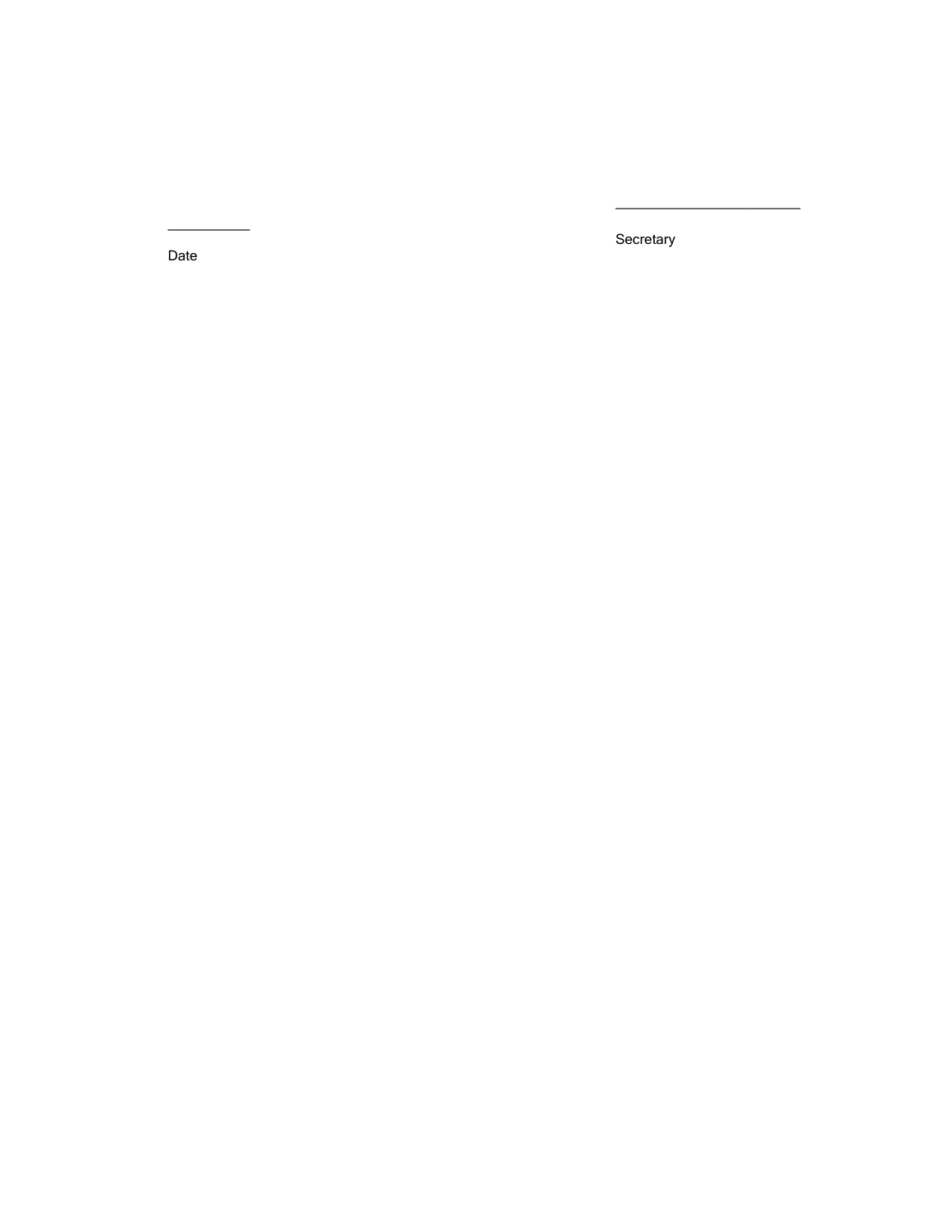___________ 

Date

_________________________

Secretary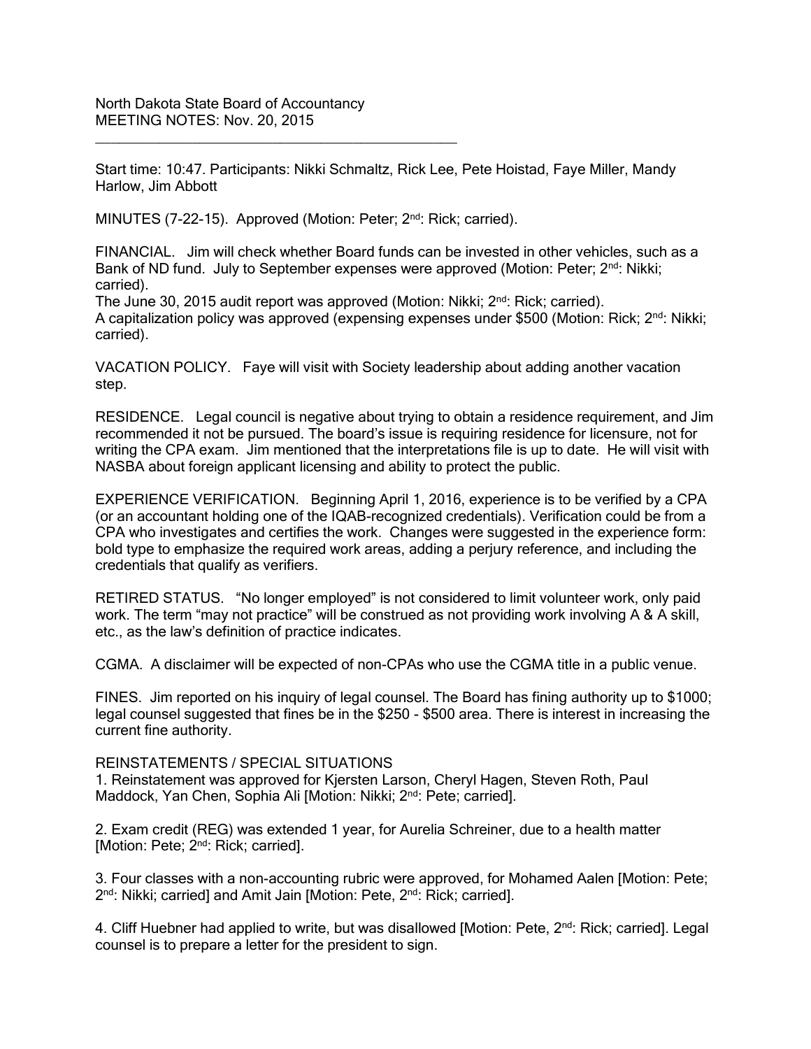North Dakota State Board of Accountancy
MEETING NOTES: Nov. 20, 2015

---

Start time: 10:47. Participants: Nikki Schmaltz, Rick Lee, Pete Hoistad, Faye Miller, Mandy Harlow, Jim Abbott

MINUTES (7-22-15). Approved (Motion: Peter; 2nd: Rick; carried).

FINANCIAL. Jim will check whether Board funds can be invested in other vehicles, such as a Bank of ND fund. July to September expenses were approved (Motion: Peter; 2nd: Nikki; carried).
The June 30, 2015 audit report was approved (Motion: Nikki; 2nd: Rick; carried).
A capitalization policy was approved (expensing expenses under $500 (Motion: Rick; 2nd: Nikki; carried).

VACATION POLICY. Faye will visit with Society leadership about adding another vacation step.

RESIDENCE. Legal council is negative about trying to obtain a residence requirement, and Jim recommended it not be pursued. The board's issue is requiring residence for licensure, not for writing the CPA exam. Jim mentioned that the interpretations file is up to date. He will visit with NASBA about foreign applicant licensing and ability to protect the public.

EXPERIENCE VERIFICATION. Beginning April 1, 2016, experience is to be verified by a CPA (or an accountant holding one of the IQAB-recognized credentials). Verification could be from a CPA who investigates and certifies the work. Changes were suggested in the experience form: bold type to emphasize the required work areas, adding a perjury reference, and including the credentials that qualify as verifiers.

RETIRED STATUS. "No longer employed" is not considered to limit volunteer work, only paid work. The term "may not practice" will be construed as not providing work involving A & A skill, etc., as the law's definition of practice indicates.

CGMA. A disclaimer will be expected of non-CPAs who use the CGMA title in a public venue.

FINES. Jim reported on his inquiry of legal counsel. The Board has fining authority up to $1000; legal counsel suggested that fines be in the $250 - $500 area. There is interest in increasing the current fine authority.

REINSTATEMENTS / SPECIAL SITUATIONS

1. Reinstatement was approved for Kjersten Larson, Cheryl Hagen, Steven Roth, Paul Maddock, Yan Chen, Sophia Ali [Motion: Nikki; 2nd: Pete; carried].

2. Exam credit (REG) was extended 1 year, for Aurelia Schreiner, due to a health matter [Motion: Pete; 2nd: Rick; carried].

3. Four classes with a non-accounting rubric were approved, for Mohamed Aalen [Motion: Pete; 2nd: Nikki; carried] and Amit Jain [Motion: Pete, 2nd: Rick; carried].

4. Cliff Huebner had applied to write, but was disallowed [Motion: Pete, 2nd: Rick; carried]. Legal counsel is to prepare a letter for the president to sign.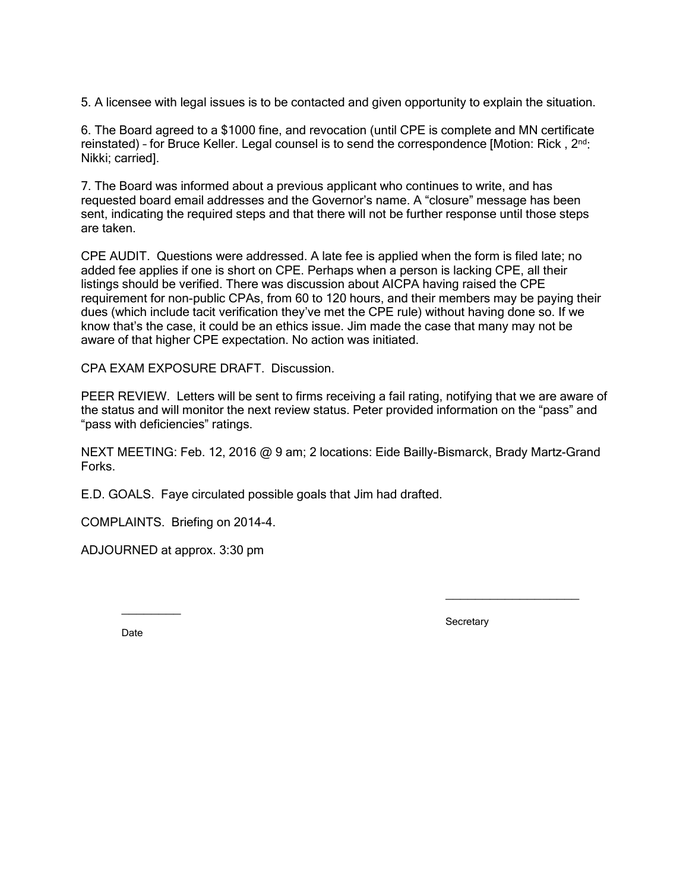5. A licensee with legal issues is to be contacted and given opportunity to explain the situation.

6. The Board agreed to a $1000 fine, and revocation (until CPE is complete and MN certificate reinstated) – for Bruce Keller. Legal counsel is to send the correspondence [Motion: Rick , 2nd: Nikki; carried].

7. The Board was informed about a previous applicant who continues to write, and has requested board email addresses and the Governor's name. A "closure" message has been sent, indicating the required steps and that there will not be further response until those steps are taken.

CPE AUDIT. Questions were addressed. A late fee is applied when the form is filed late; no added fee applies if one is short on CPE. Perhaps when a person is lacking CPE, all their listings should be verified. There was discussion about AICPA having raised the CPE requirement for non-public CPAs, from 60 to 120 hours, and their members may be paying their dues (which include tacit verification they've met the CPE rule) without having done so. If we know that's the case, it could be an ethics issue. Jim made the case that many may not be aware of that higher CPE expectation. No action was initiated.

CPA EXAM EXPOSURE DRAFT. Discussion.

PEER REVIEW. Letters will be sent to firms receiving a fail rating, notifying that we are aware of the status and will monitor the next review status. Peter provided information on the "pass" and "pass with deficiencies" ratings.

NEXT MEETING: Feb. 12, 2016 @ 9 am; 2 locations: Eide Bailly-Bismarck, Brady Martz-Grand Forks.

E.D. GOALS. Faye circulated possible goals that Jim had drafted.

COMPLAINTS. Briefing on 2014-4.

ADJOURNED at approx. 3:30 pm

\_\_\_\_\_\_\_\_\_\_ Date

\_\_\_\_\_\_\_\_\_\_\_\_\_\_\_\_\_\_\_\_\_\_ Secretary